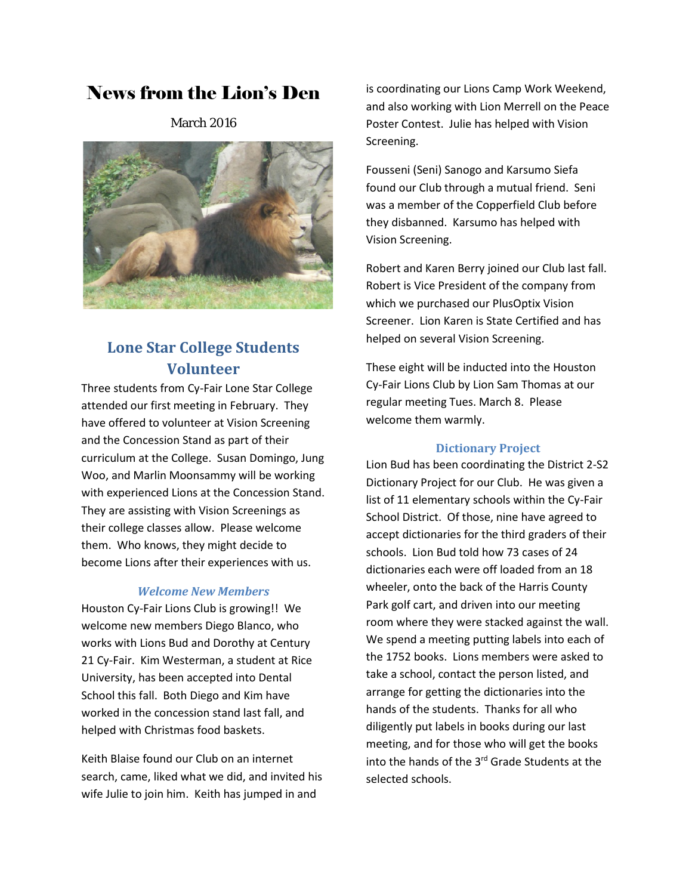# News from the Lion's Den

March 2016

## Lone Star College Students Volunteer

Three students from Cy-Fair Lone Star College attended our first meeting in February. They have offered to volunteer at Vision Screening and the Concession Stand as part of their curriculum at the College. Susan Domingo, Jung Woo, and Marlin Moonsammy will be working with experienced Lions at the Concession Stand. They are assisting with Vision Screenings as their college classes allow. Please welcome them. Who knows, they might decide to become Lions after their experiences with us.

### *Welcome New Members*

Houston Cy-Fair Lions Club is growing!! We welcome new members Diego Blanco, who works with Lions Bud and Dorothy at Century 21 Cy-Fair. Kim Westerman, a student at Rice University, has been accepted into Dental School this fall. Both Diego and Kim have worked in the concession stand last fall, and helped with Christmas food baskets.

Keith Blaise found our Club on an internet search, came, liked what we did, and invited his wife Julie to join him. Keith has jumped in and is coordinating our Lions Camp Work Weekend, and also working with Lion Merrell on the Peace Poster Contest. Julie has helped with Vision Screening.

Fousseni (Seni) Sanogo and Karsumo Siefa found our Club through a mutual friend. Seni was a member of the Copperfield Club before they disbanned. Karsumo has helped with Vision Screening.

Robert and Karen Berry joined our Club last fall. Robert is Vice President of the company from which we purchased our PlusOptix Vision Screener. Lion Karen is State Certified and has helped on several Vision Screening.

These eight will be inducted into the Houston Cy-Fair Lions Club by Lion Sam Thomas at our regular meeting Tues. March 8. Please welcome them warmly.

### Dictionary Project

Lion Bud has been coordinating the District 2-S2 Dictionary Project for our Club. He was given a list of 11 elementary schools within the Cy-Fair School District. Of those, nine have agreed to accept dictionaries for the third graders of their schools. Lion Bud told how 73 cases of 24 dictionaries each were off loaded from an 18 wheeler, onto the back of the Harris County Park golf cart, and driven into our meeting room where they were stacked against the wall. We spend a meeting putting labels into each of the 1752 books. Lions members were asked to take a school, contact the person listed, and arrange for getting the dictionaries into the hands of the students. Thanks for all who diligently put labels in books during our last meeting, and for those who will get the books into the hands of the 3rd Grade Students at the selected schools.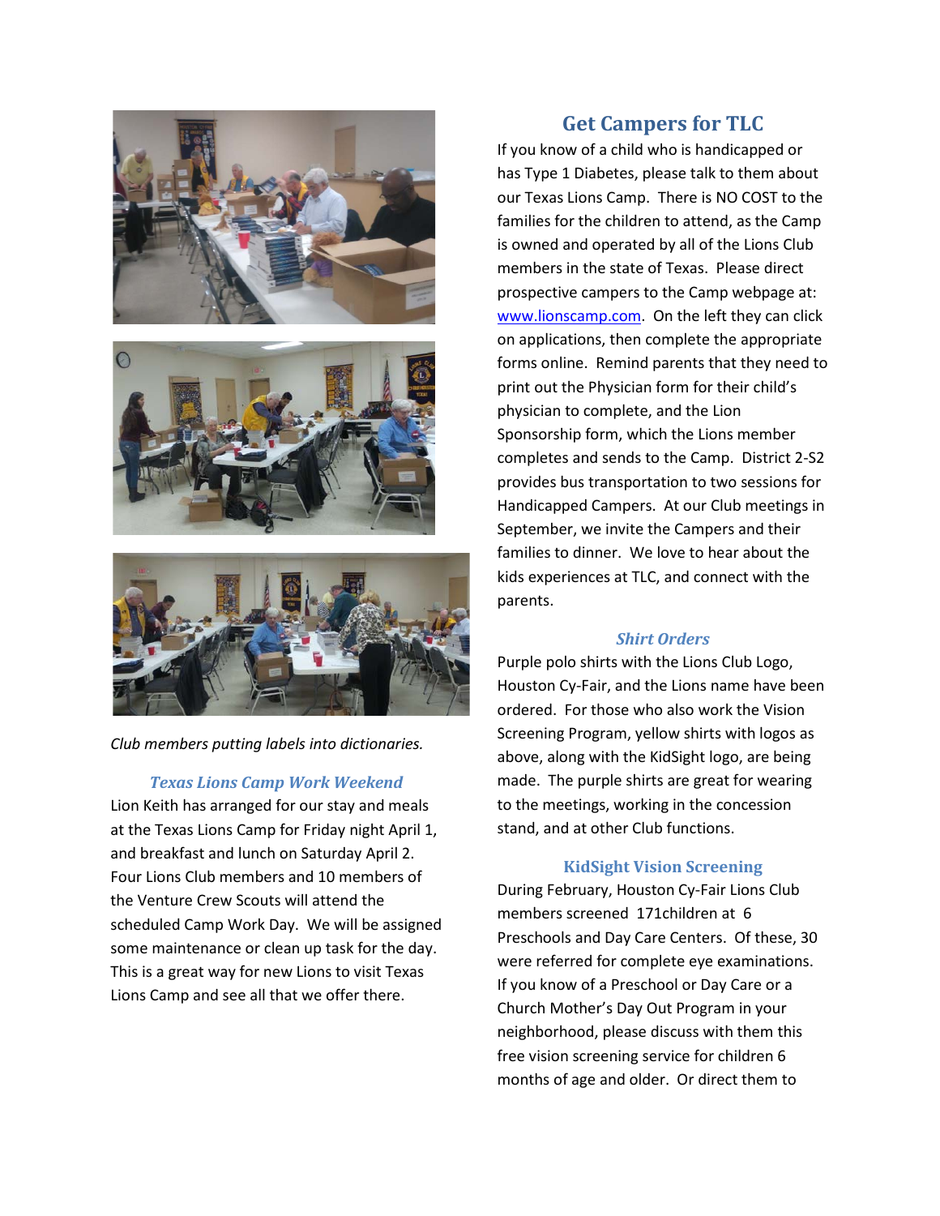Club members putting labels into dictionaries.

### Texas Lions Camp Work Weekend

Lion Keith has arranged for our stay and meals at the Texas Lions Camp for Friday night April 1, and breakfast and lunch on Saturday April 2. Four Lions Club members and 10 members of the Venture Crew Scouts will attend the scheduled Camp Work Day. We will be assigned some maintenance or clean up task for the day. This is a great way for new Lions to visit Texas Lions Camp and see all that we offer there.

## Get Campers for TLC

If you know of a child who is handicapped or has Type 1 Diabetes, please talk to them about our Texas Lions Camp. There is NO COST to the families for the children to attend, as the Camp is owned and operated by all of the Lions Club members in the state of Texas. Please direct prospective campers to the Camp webpage at: www.lionscamp.com. On the left they can click on applications, then complete the appropriate forms online. Remind parents that they need to print out the Physician form for their child's physician to complete, and the Lion Sponsorship form, which the Lions member completes and sends to the Camp. District 2-S2 provides bus transportation to two sessions for Handicapped Campers. At our Club meetings in September, we invite the Campers and their families to dinner. We love to hear about the kids experiences at TLC, and connect with the parents.

### Shirt Orders

Purple polo shirts with the Lions Club Logo, Houston Cy-Fair, and the Lions name have been ordered. For those who also work the Vision Screening Program, yellow shirts with logos as above, along with the KidSight logo, are being made. The purple shirts are great for wearing to the meetings, working in the concession stand, and at other Club functions.

### KidSight Vision Screening

During February, Houston Cy-Fair Lions Club members screened 171children at 6 Preschools and Day Care Centers. Of these, 30 were referred for complete eye examinations. If you know of a Preschool or Day Care or a Church Mother's Day Out Program in your neighborhood, please discuss with them this free vision screening service for children 6 months of age and older. Or direct them to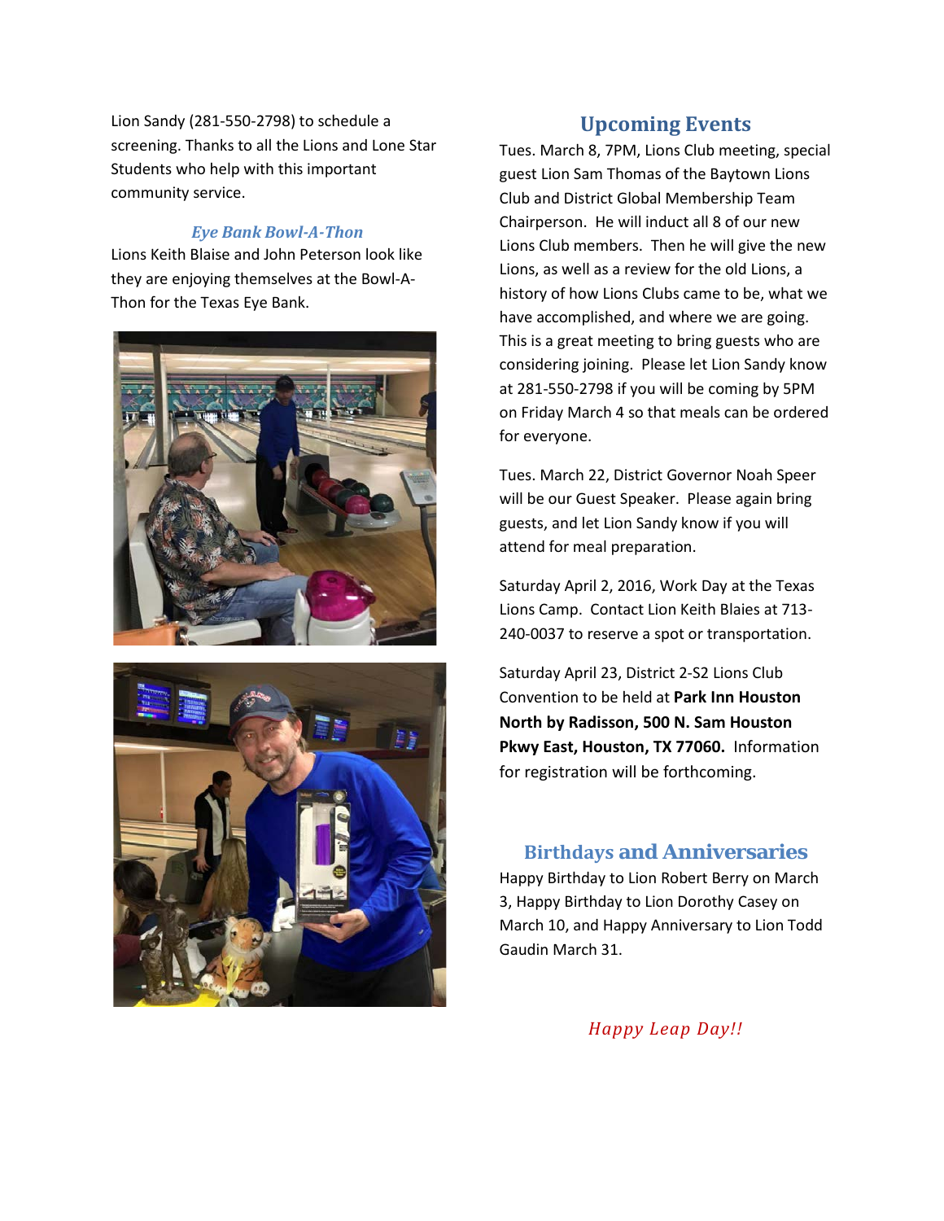Lion Sandy (281-550-2798) to schedule a screening. Thanks to all the Lions and Lone Star Students who help with this important community service.

### *Eye Bank Bowl-A-Thon*

Lions Keith Blaise and John Peterson look like they are enjoying themselves at the Bowl-A-Thon for the Texas Eye Bank.

## Upcoming Events

Tues. March 8, 7PM, Lions Club meeting, special guest Lion Sam Thomas of the Baytown Lions Club and District Global Membership Team Chairperson. He will induct all 8 of our new Lions Club members. Then he will give the new Lions, as well as a review for the old Lions, a history of how Lions Clubs came to be, what we have accomplished, and where we are going. This is a great meeting to bring guests who are considering joining. Please let Lion Sandy know at 281-550-2798 if you will be coming by 5PM on Friday March 4 so that meals can be ordered for everyone.

Tues. March 22, District Governor Noah Speer will be our Guest Speaker. Please again bring guests, and let Lion Sandy know if you will attend for meal preparation.

Saturday April 2, 2016, Work Day at the Texas Lions Camp. Contact Lion Keith Blaies at 713-240-0037 to reserve a spot or transportation.

Saturday April 23, District 2-S2 Lions Club Convention to be held at **Park Inn Houston North by Radisson, 500 N. Sam Houston Pkwy East, Houston, TX 77060.** Information for registration will be forthcoming.

## Birthdays and Anniversaries

Happy Birthday to Lion Robert Berry on March 3, Happy Birthday to Lion Dorothy Casey on March 10, and Happy Anniversary to Lion Todd Gaudin March 31.

*Happy Leap Day!!*